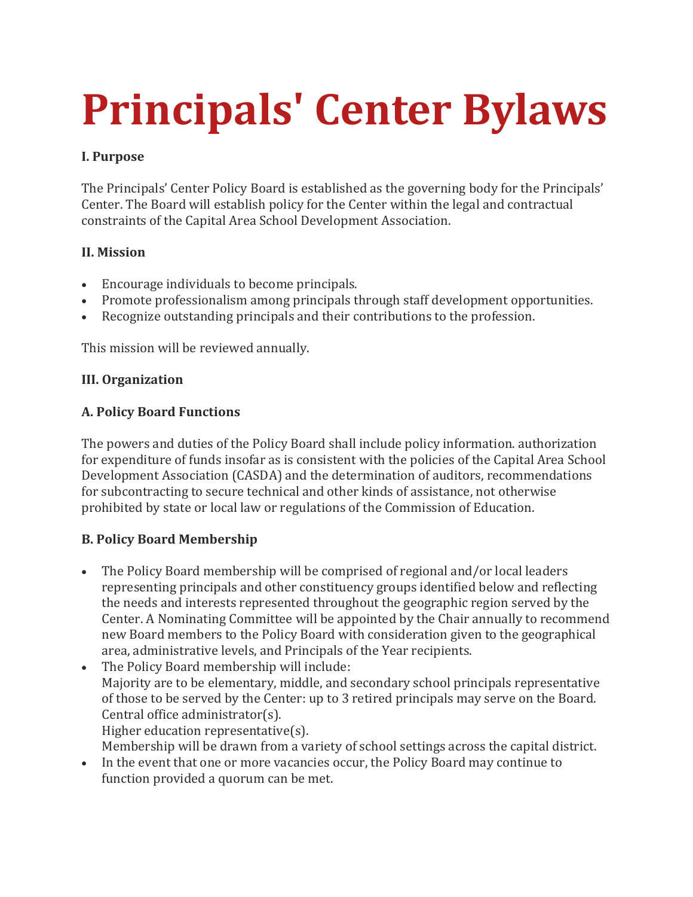# Principals' Center Bylaws

**I. Purpose**

The Principals' Center Policy Board is established as the governing body for the Principals' Center. The Board will establish policy for the Center within the legal and contractual constraints of the Capital Area School Development Association.

**II. Mission**

- Encourage individuals to become principals.
- Promote professionalism among principals through staff development opportunities.
- Recognize outstanding principals and their contributions to the profession.

This mission will be reviewed annually.

**III. Organization**

**A. Policy Board Functions**

The powers and duties of the Policy Board shall include policy information. authorization for expenditure of funds insofar as is consistent with the policies of the Capital Area School Development Association (CASDA) and the determination of auditors, recommendations for subcontracting to secure technical and other kinds of assistance, not otherwise prohibited by state or local law or regulations of the Commission of Education.

**B. Policy Board Membership**

- The Policy Board membership will be comprised of regional and/or local leaders representing principals and other constituency groups identified below and reflecting the needs and interests represented throughout the geographic region served by the Center. A Nominating Committee will be appointed by the Chair annually to recommend new Board members to the Policy Board with consideration given to the geographical area, administrative levels, and Principals of the Year recipients.
- The Policy Board membership will include:
  Majority are to be elementary, middle, and secondary school principals representative of those to be served by the Center: up to 3 retired principals may serve on the Board.
  Central office administrator(s).
  Higher education representative(s).
  Membership will be drawn from a variety of school settings across the capital district.
- In the event that one or more vacancies occur, the Policy Board may continue to function provided a quorum can be met.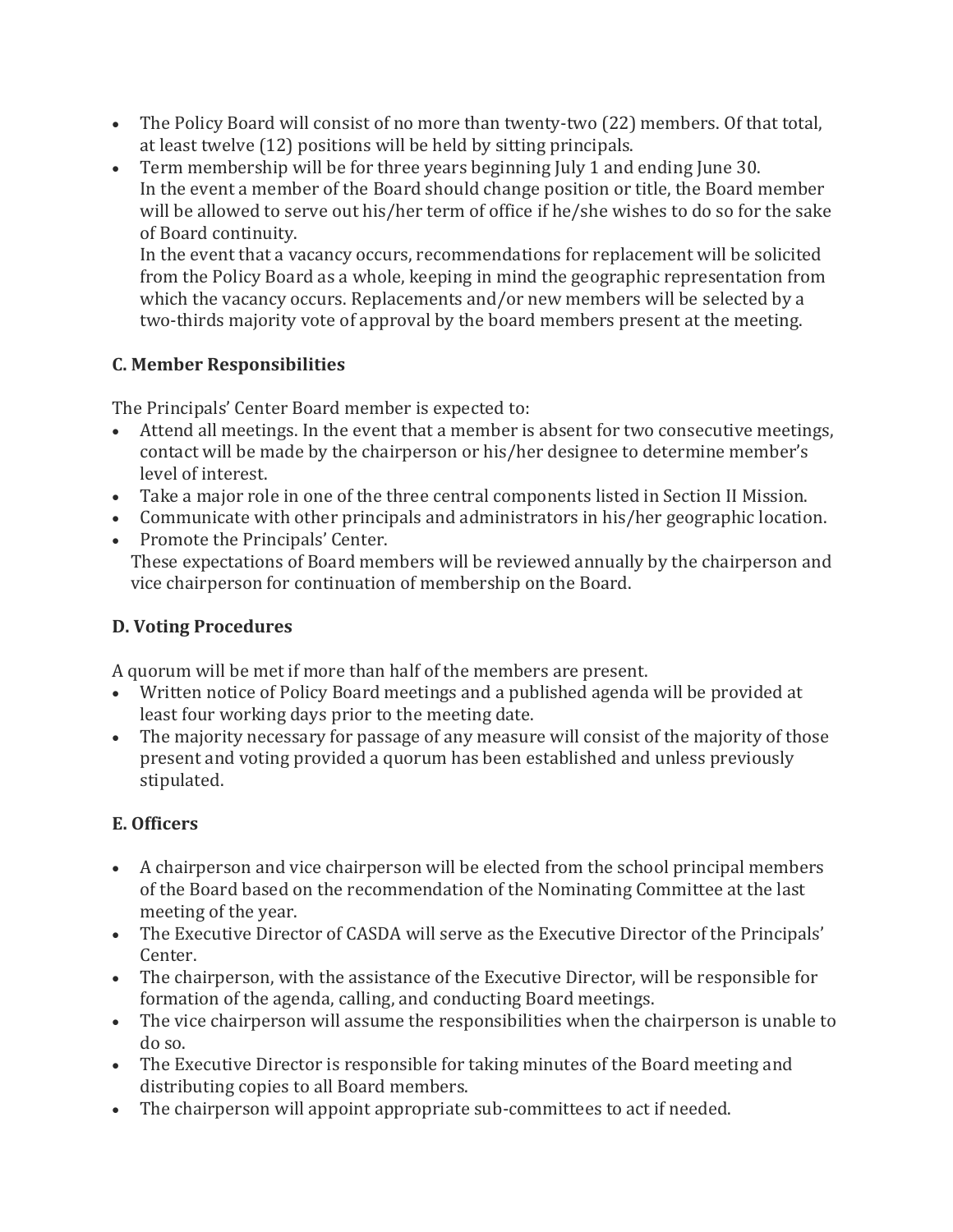- The Policy Board will consist of no more than twenty-two (22) members. Of that total, at least twelve (12) positions will be held by sitting principals.
- Term membership will be for three years beginning July 1 and ending June 30.
  In the event a member of the Board should change position or title, the Board member will be allowed to serve out his/her term of office if he/she wishes to do so for the sake of Board continuity.
  In the event that a vacancy occurs, recommendations for replacement will be solicited from the Policy Board as a whole, keeping in mind the geographic representation from which the vacancy occurs. Replacements and/or new members will be selected by a two-thirds majority vote of approval by the board members present at the meeting.

### C. Member Responsibilities

The Principals' Center Board member is expected to:

- Attend all meetings. In the event that a member is absent for two consecutive meetings, contact will be made by the chairperson or his/her designee to determine member's level of interest.
- Take a major role in one of the three central components listed in Section II Mission.
- Communicate with other principals and administrators in his/her geographic location.
- Promote the Principals' Center.

These expectations of Board members will be reviewed annually by the chairperson and vice chairperson for continuation of membership on the Board.

### D. Voting Procedures

A quorum will be met if more than half of the members are present.

- Written notice of Policy Board meetings and a published agenda will be provided at least four working days prior to the meeting date.
- The majority necessary for passage of any measure will consist of the majority of those present and voting provided a quorum has been established and unless previously stipulated.

### E. Officers

- A chairperson and vice chairperson will be elected from the school principal members of the Board based on the recommendation of the Nominating Committee at the last meeting of the year.
- The Executive Director of CASDA will serve as the Executive Director of the Principals' Center.
- The chairperson, with the assistance of the Executive Director, will be responsible for formation of the agenda, calling, and conducting Board meetings.
- The vice chairperson will assume the responsibilities when the chairperson is unable to do so.
- The Executive Director is responsible for taking minutes of the Board meeting and distributing copies to all Board members.
- The chairperson will appoint appropriate sub-committees to act if needed.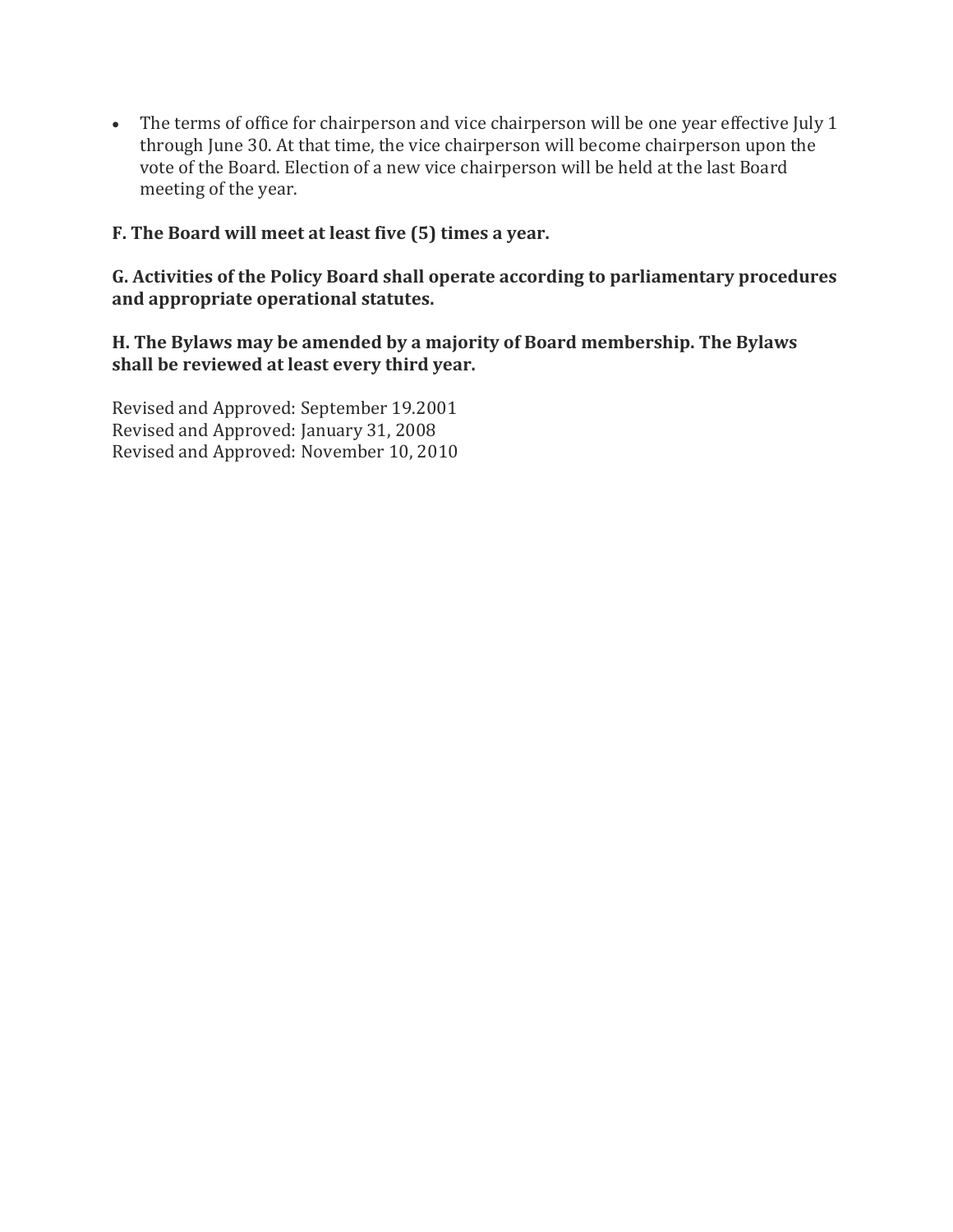- The terms of office for chairperson and vice chairperson will be one year effective July 1 through June 30. At that time, the vice chairperson will become chairperson upon the vote of the Board. Election of a new vice chairperson will be held at the last Board meeting of the year.

**F. The Board will meet at least five (5) times a year.**

**G. Activities of the Policy Board shall operate according to parliamentary procedures and appropriate operational statutes.**

**H. The Bylaws may be amended by a majority of Board membership. The Bylaws shall be reviewed at least every third year.**

Revised and Approved: September 19.2001
Revised and Approved: January 31, 2008
Revised and Approved: November 10, 2010